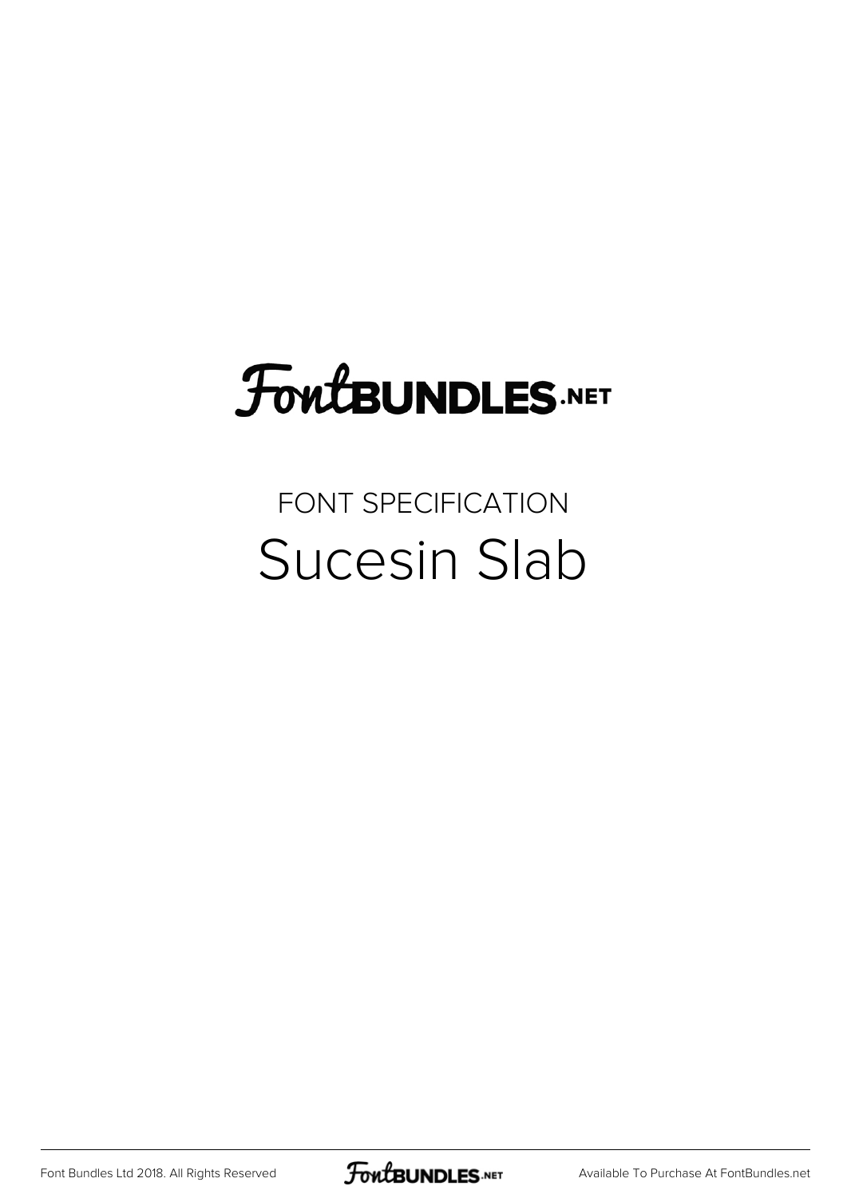# FontBUNDLES.NET

FONT SPECIFICATION

## Sucesin Slab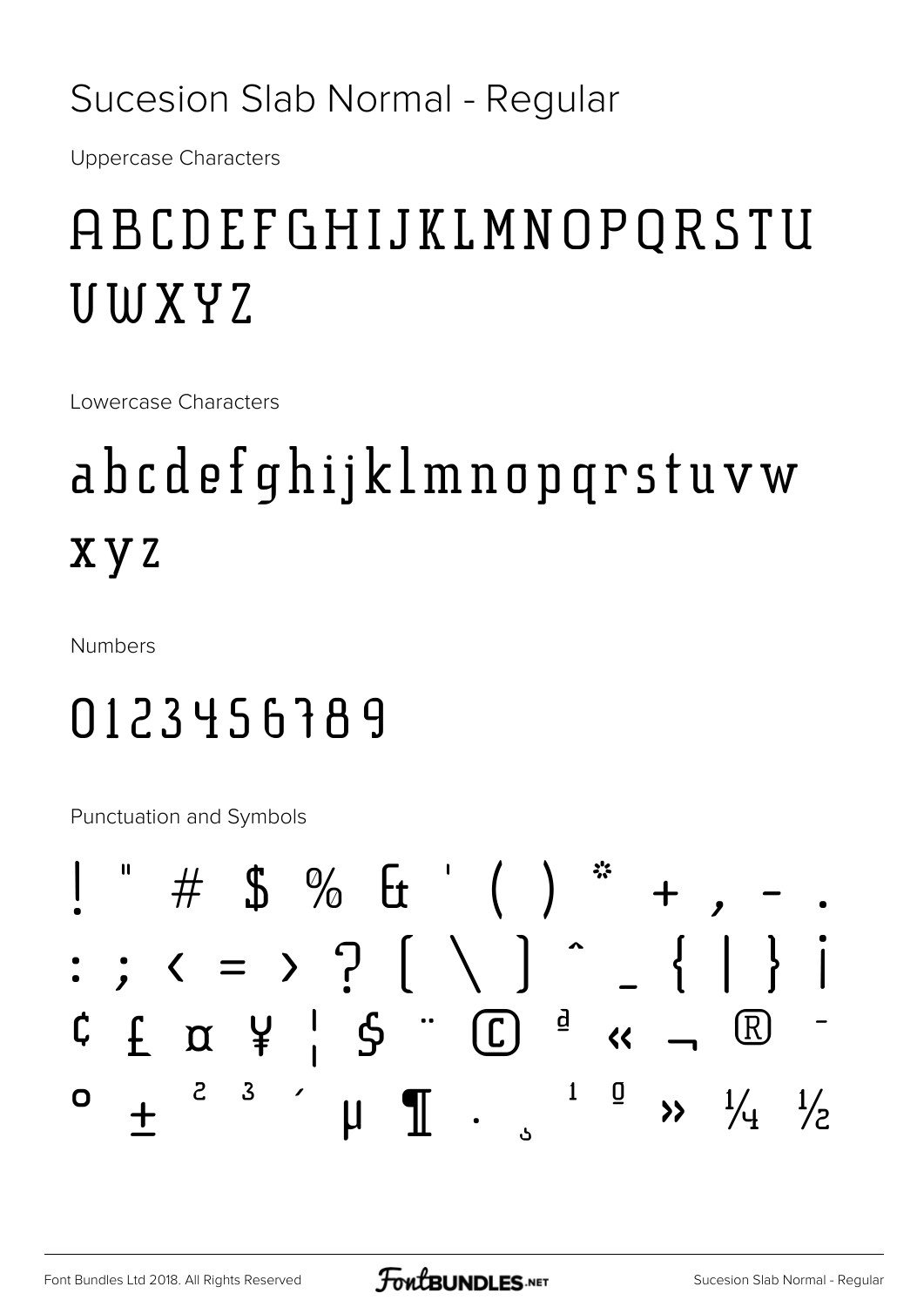# Sucesion Slab Normal - Regular

Uppercase Characters

ABCDEFGHIJKLMNOPQRSTU VWXYZ

Lowercase Characters

abcdefghijklmnopqrstuvw xyz

Numbers

0123456789

Punctuation and Symbols

! " # $ % & ' ( ) * + , - .
: ; < = > ? [ \ ] ^ _ { | } ¡
¢ £ ¤ ¥ ¦ § ¨ © ª « ¬ ® ¯
° ± ² ³ ´ µ ¶ · ¸ ¹ º » ¼ ½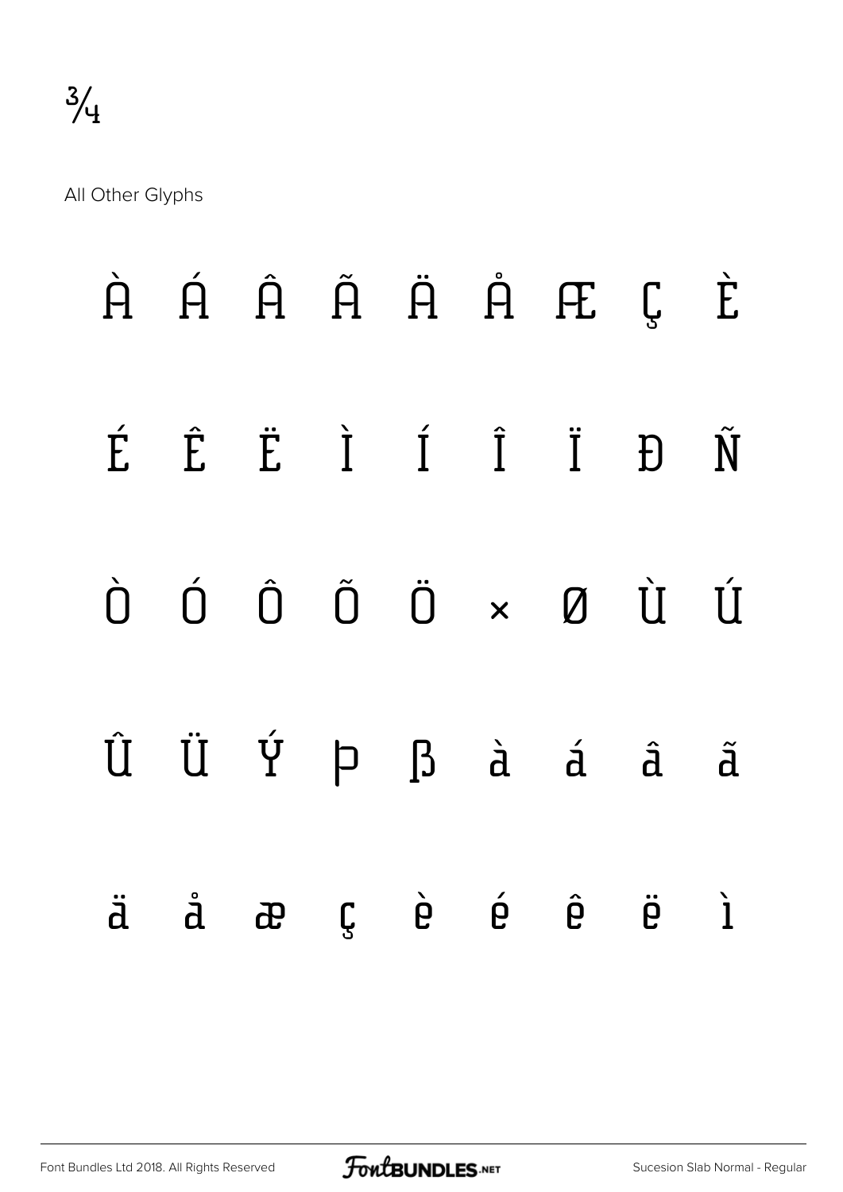¾

All Other Glyphs

À Á Â Ã Ä Å Æ Ç È

É Ê Ë Ì Í Î Ï Ð Ñ

Ò Ó Ô Õ Ö × Ø Ù Ú

Û Ü Ý Þ ß à á â ã

ä å æ ç è é ê ë ì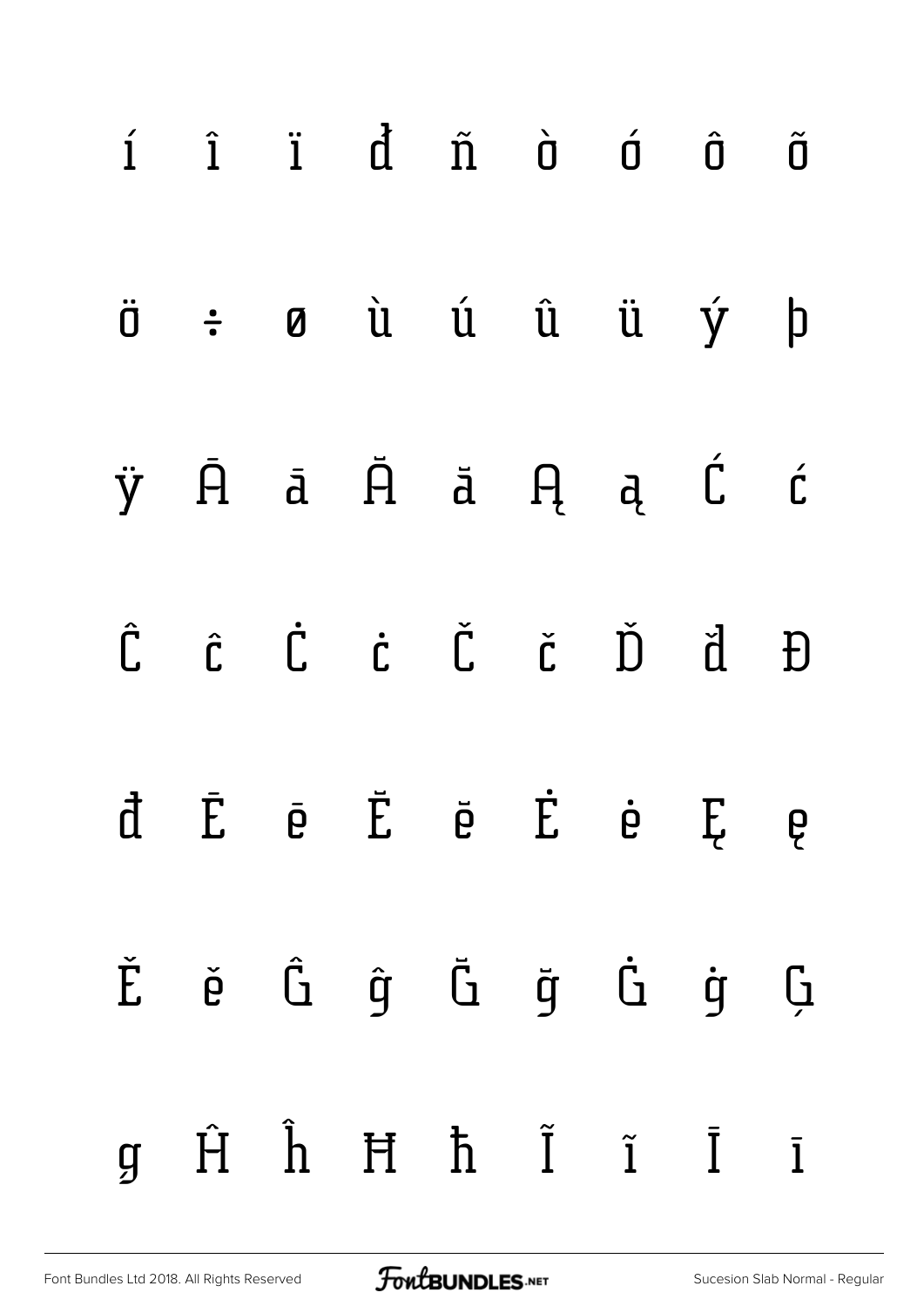í î ï đ ñ ò ó ô õ

ö ÷ ø ù ú û ü ý þ

ÿ Ā ā Ă ă Ą ą Ć ć

Ĉ ĉ Ċ ċ Č č Ď ď Đ

đ Ē ē Ĕ ĕ Ė ė Ę ę

Ě ě Ĝ ĝ Ğ ğ Ġ ġ Ģ

ģ Ĥ ĥ Ħ ħ Ĩ ĩ Ī ī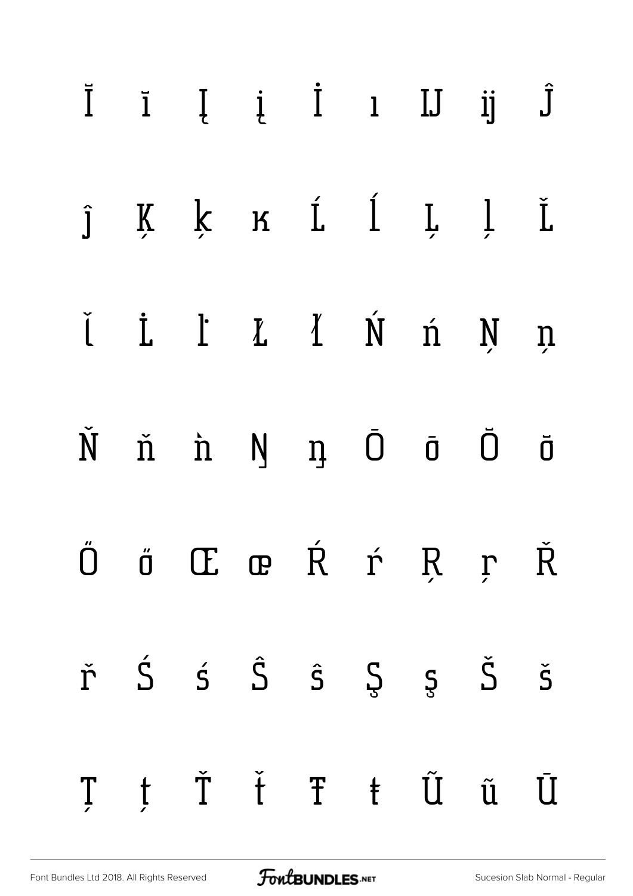Ĭ ĭ Į į İ ı Ĳ ĳ Ĵ

ĵ Ķ ķ ĸ Ĺ ĺ Ļ ļ Ľ

ľ Ŀ ŀ Ł ł Ń ń Ņ ņ

Ň ň ŉ Ŋ ŋ Ō ō Ŏ ŏ

Ő ő Œ œ Ŕ ŕ Ŗ ŗ Ř

ř Ś ś Ŝ ŝ Ş ş Š š

Ţ ţ Ť ť Ŧ ŧ Ũ ũ Ū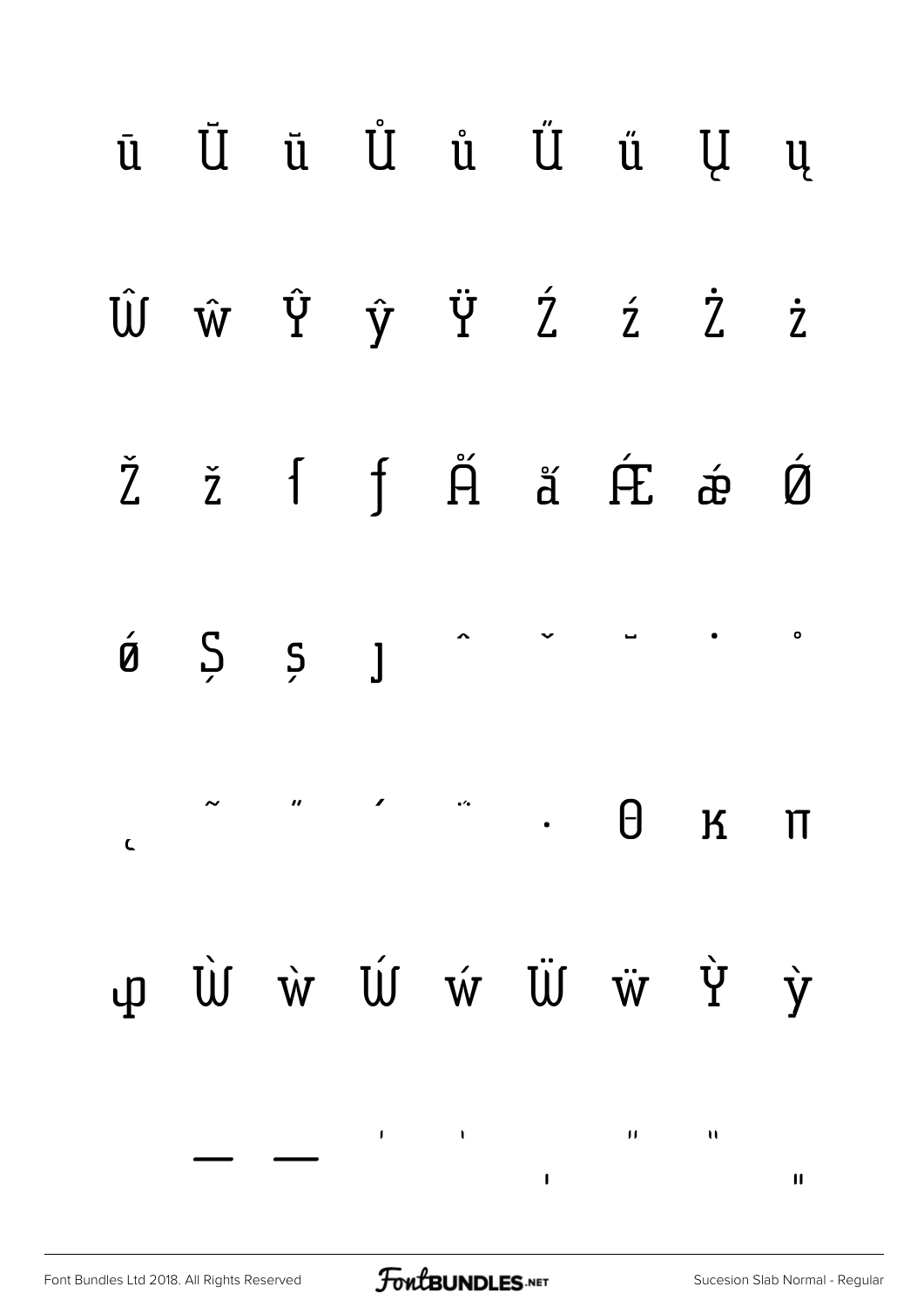ū Ŭ ŭ Ů ů Ű ű Ų ų

Ŵ ŵ Ŷ ŷ Ÿ Ź ź Ż ż

Ž ž ſ ƒ Ǻ ǻ Ǽ ǽ Ǿ

ǿ Ș ș ȷ ˆ ˇ ˘ ˙ ˚

˛ ˜ ˝ ˊ ˵ · θ κ π

φ Ẁ ẁ Ẃ ẃ Ẅ ẅ Ỳ ỳ

– — ' ' ‚ " " „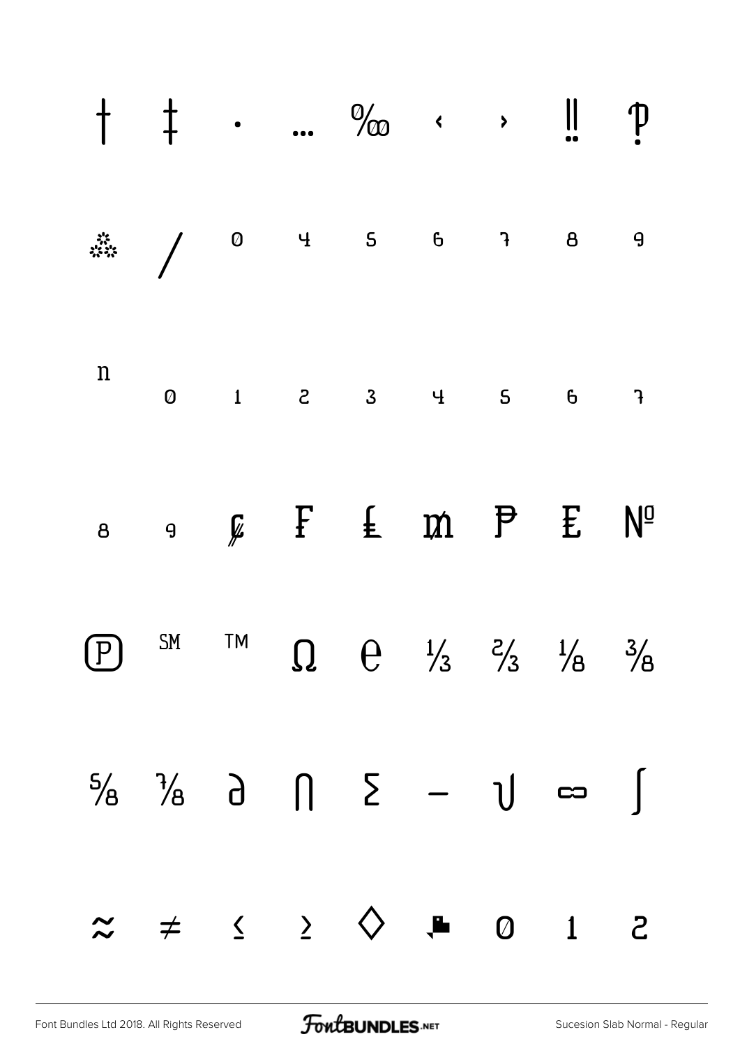† ‡ · … ‰ ‹ › ‼ ⁋

⁂ ⁄ ⁰ ⁴ ⁵ ⁶ ⁷ ⁸ ⁹

ⁿ ₀ ₁ ₂ ₃ ₄ ₅ ₆ ₇

₈ ₉ ₡ ₣ ₤ ₥ ₱ ₤ №

℗ ℠ ™ Ω ℮ ⅓ ⅔ ⅛ ⅜

⅝ ⅞ ∂ ∏ ∑ − √ ∞ ∫

≈ ≠ ≤ ≥ ◊ ▟ 0 1 2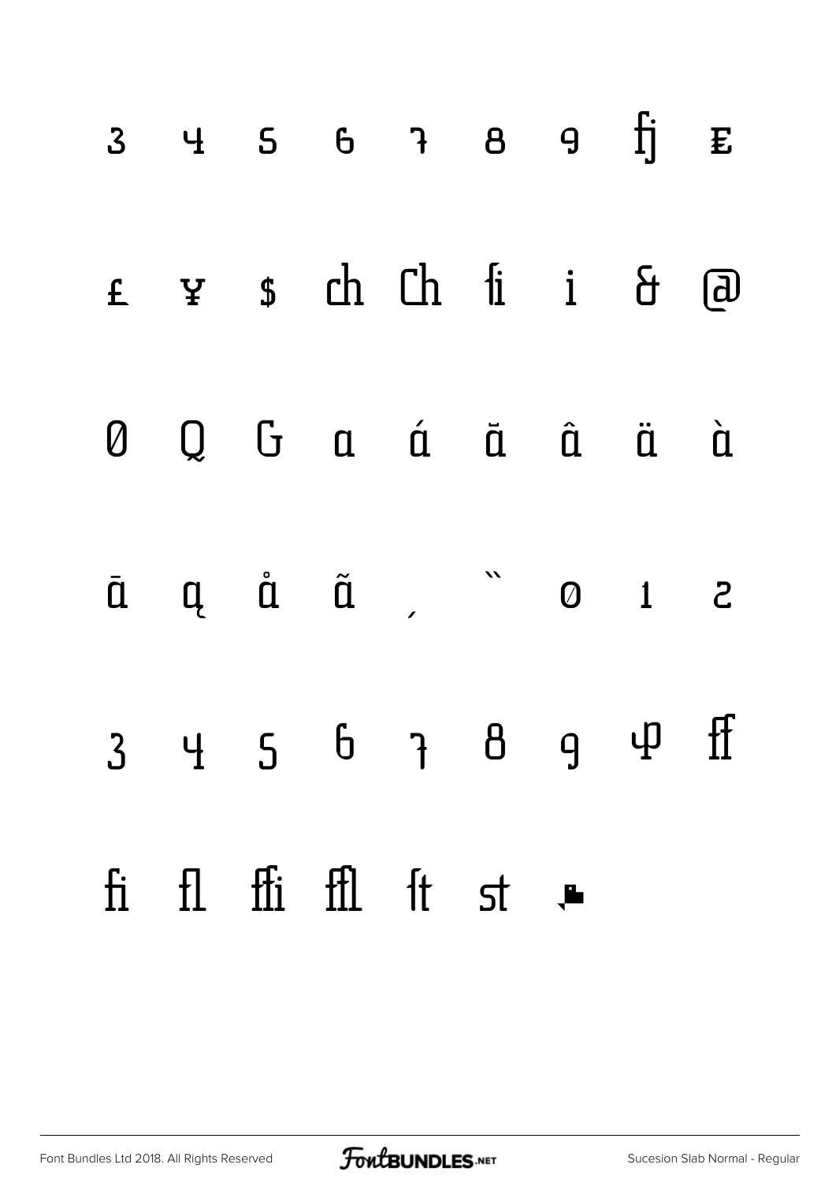3 4 5 6 7 8 9 fj ₤

£ ¥ $ ch Ch fi i & @

0 Q G a á ă â ä à

ā ą å ã ‚ ̏ 0 1 2

3 4 5 6 7 8 9 ɸ ff

fi fl ffi ffl ft st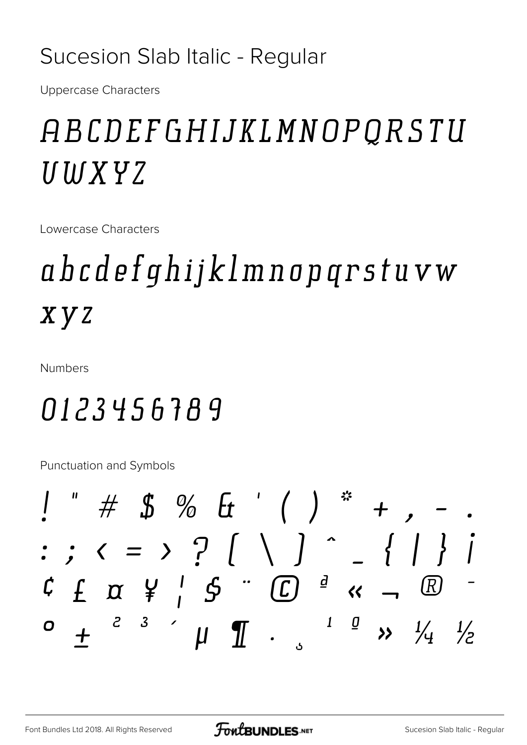# Sucesion Slab Italic - Regular

Uppercase Characters

ABCDEFGHIJKLMNOPQRSTU
VWXYZ

Lowercase Characters

abcdefghijklmnopqrstuvw
xyz

Numbers

0123456789

Punctuation and Symbols

! " # $ % & ' ( ) * + , - .
: ; < = > ? [ \ ] ^ _ { | } ¡
¢ £ ¤ ¥ ¦ § ¨ © ª « ¬ ® ¯
° ± ² ³ ´ µ ¶ · ¸ ¹ º » ¼ ½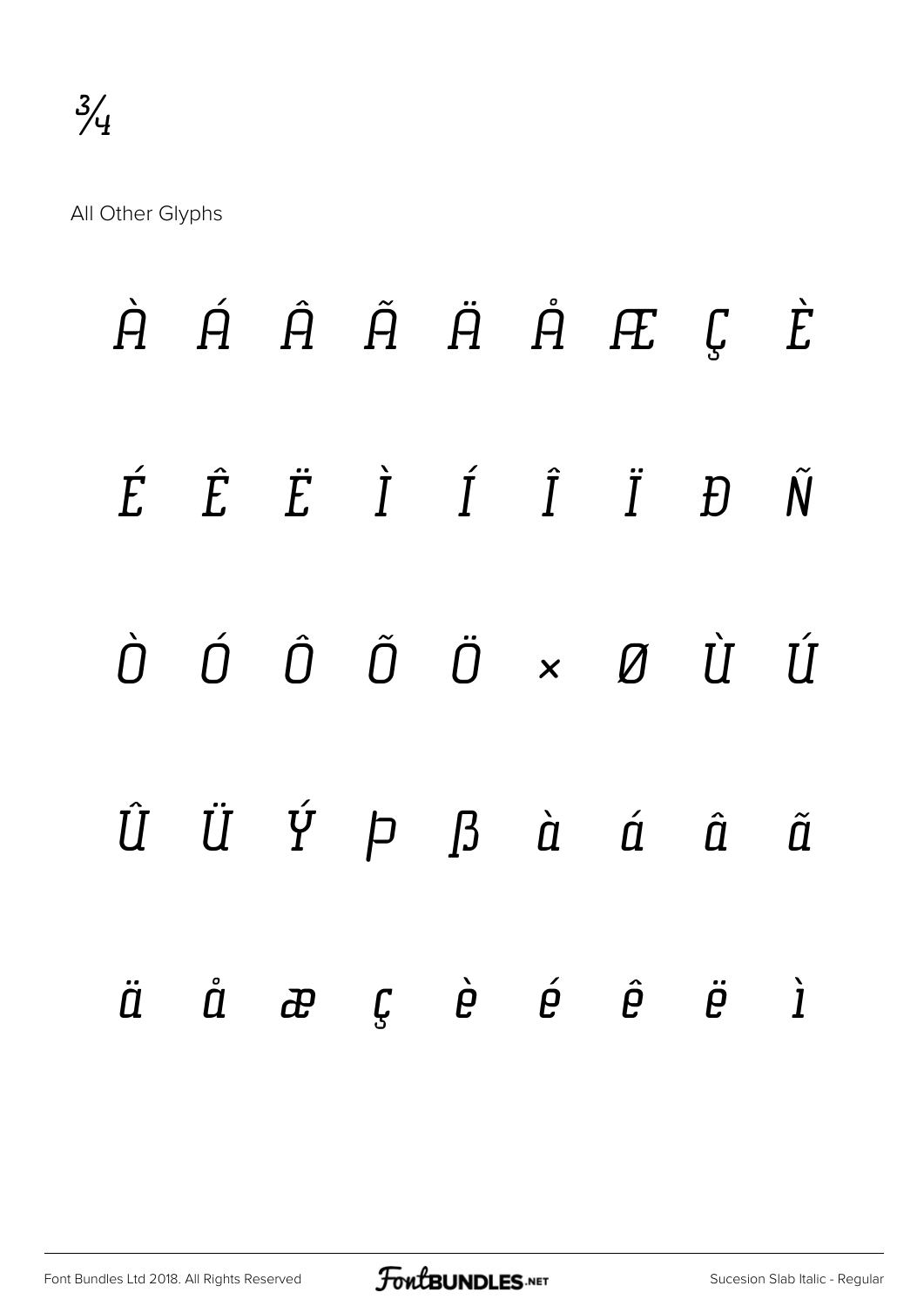¾

All Other Glyphs

À Á Â Ã Ä Å Æ Ç È

É Ê Ë Ì Í Î Ï Ð Ñ

Ò Ó Ô Õ Ö × Ø Ù Ú

Û Ü Ý Þ ß à á â ã

ä å æ ç è é ê ë ì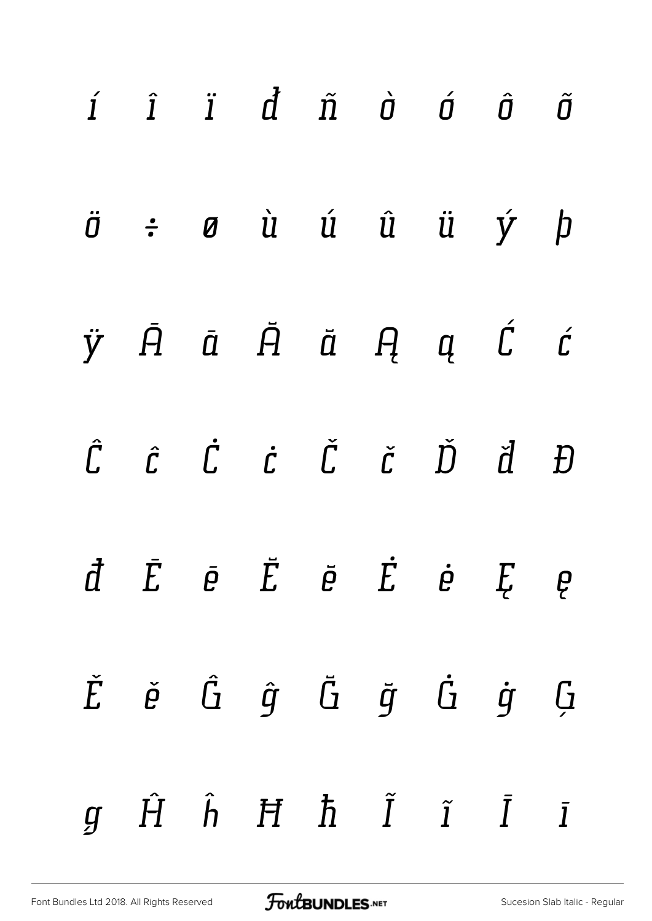í î ï đ ñ ò ó ô õ

ö ÷ ø ù ú û ü ý þ

ÿ Ā ā Ă ă Ą ą Ć ć

Ĉ ĉ Ċ ċ Č č Ď ď Đ

đ Ē ē Ĕ ĕ Ė ė Ę ę

Ě ě Ĝ ĝ Ğ ğ Ġ ġ Ģ

ģ Ĥ ĥ Ħ ħ Ĩ ĩ Ī ī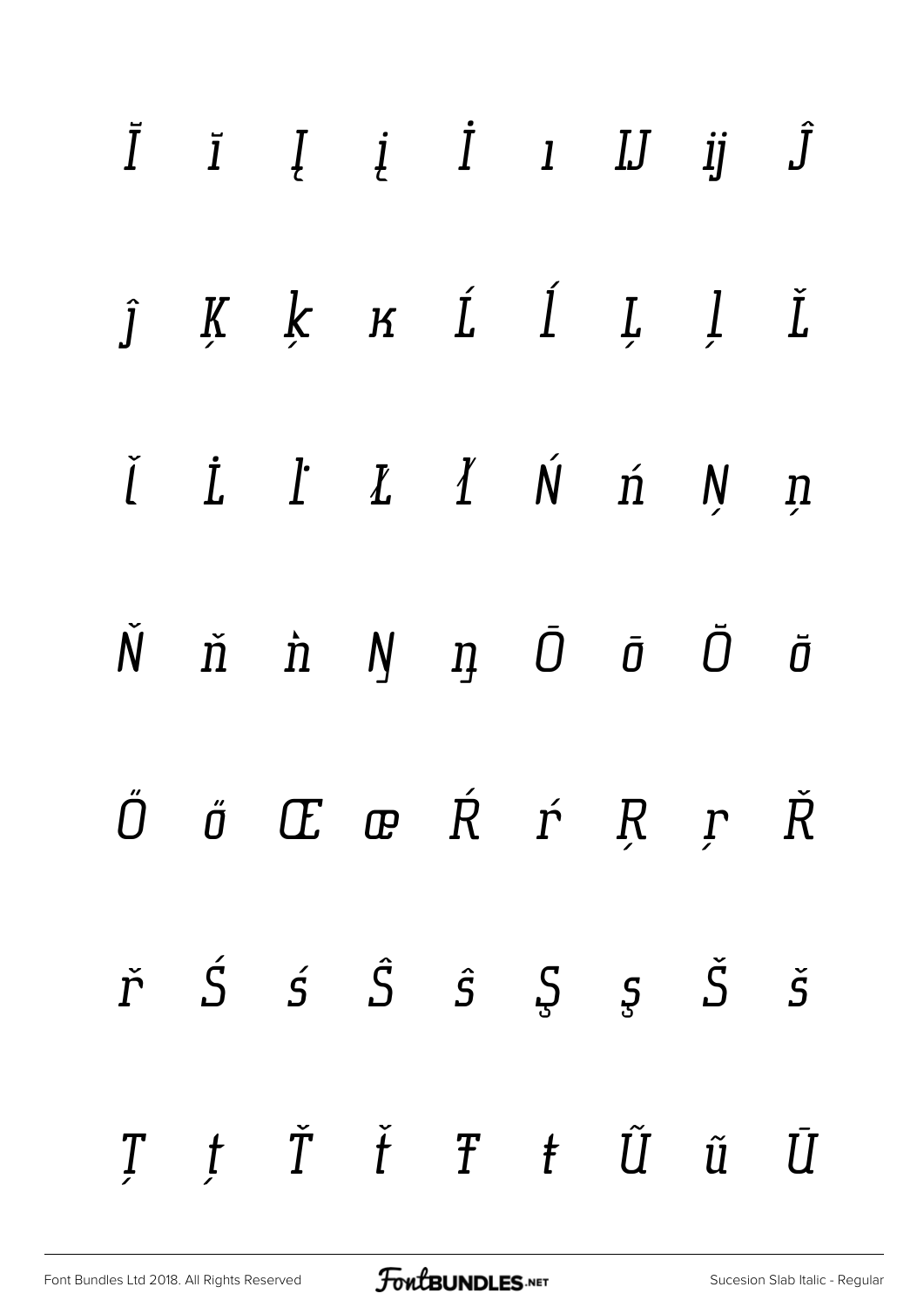Ĭ ĭ Į į İ ı Ĳ ĳ Ĵ

ĵ Ķ ķ ĸ Ĺ ĺ Ļ ļ Ľ

ľ Ŀ ŀ Ł ł Ń ń Ņ ņ

Ň ň ŉ Ŋ ŋ Ō ō Ŏ ŏ

Ő ő Œ œ Ŕ ŕ Ŗ ŗ Ř

ř Ś ś Ŝ ŝ Ş ş Š š

Ţ ţ Ť ť Ŧ ŧ Ũ ũ Ū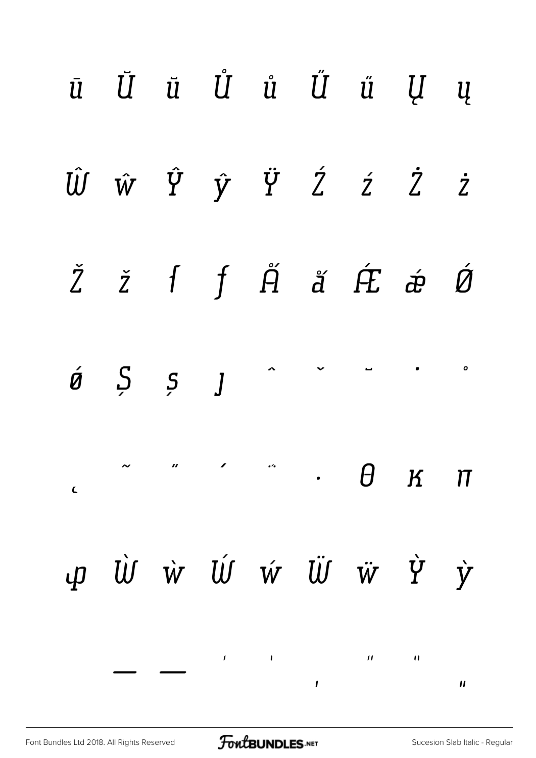ū Ŭ ŭ Ů ů Ű ű Ų ų

Ŵ ŵ Ŷ ŷ Ÿ Ź ź Ż ż

Ž ž ſ ƒ Ǻ ǻ Ǽ ǽ Ǿ

ǿ Ș ș ȷ ˆ ˇ ˘ ˙ ˚

˛ ˜ ˝ ΄ ΅ · Θ κ π

ώ Ẁ ẁ Ẃ ẃ Ẅ ẅ Ỳ ỳ

– — ' ' ‚ " " „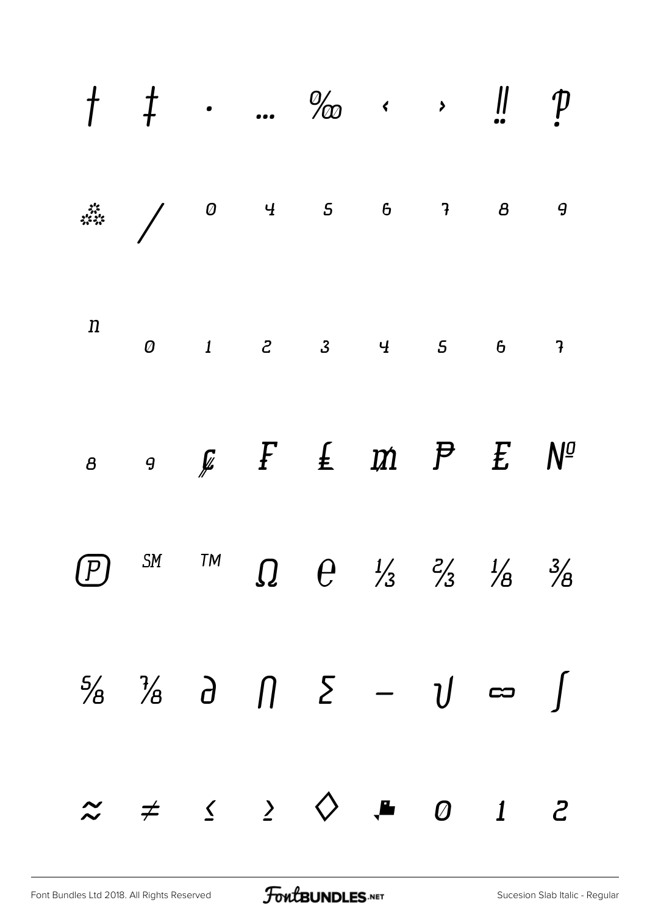† ‡ • … ‰ ‹ › ‼ ⁋

⁂ ⁄ ⁰ ⁴ ⁵ ⁶ ⁷ ⁸ ⁹

ⁿ ₀ ₁ ₂ ₃ ₄ ₅ ₆ ₇

₈ ₉ ₡ ₣ ₤ ₥ ₱ ₤ №

℗ ℠ ™ Ω ℮ ⅓ ⅔ ⅛ ⅜

⅝ ⅞ ∂ ∏ ∑ − √ ∞ ∫

≈ ≠ ≤ ≥ ◊  0 1 2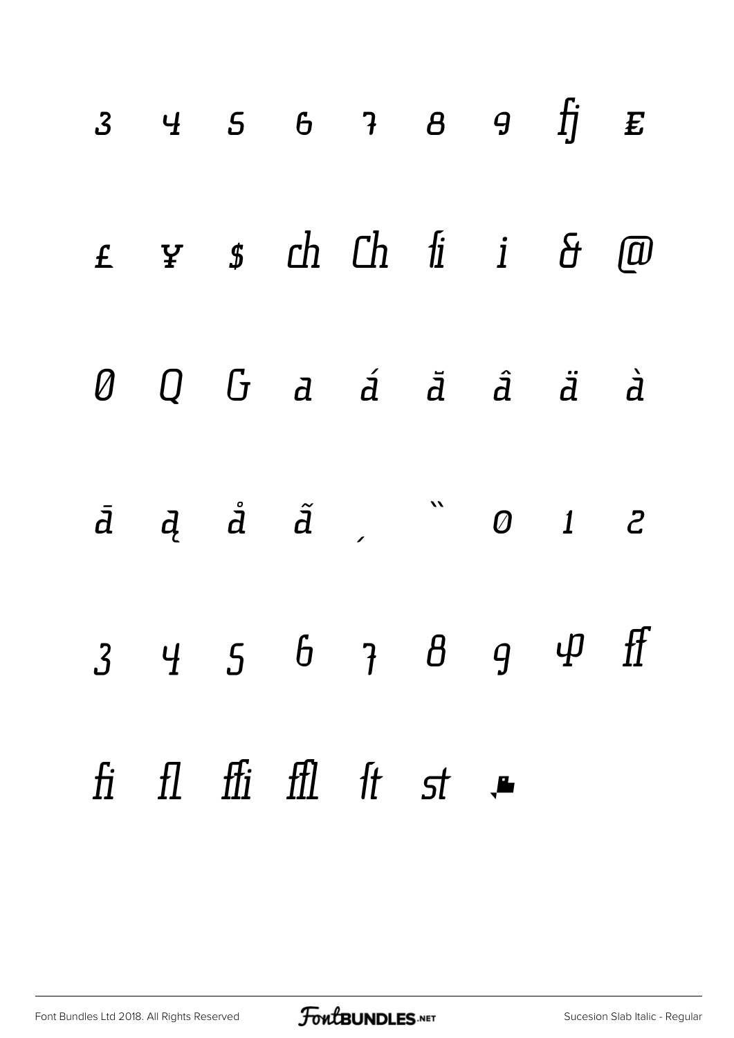3 4 5 6 7 8 9 fj ₤

£ ¥ $ ch Ch fi i & @

0 Q G a á ă â ä à

ā ą å ã ˏ ˵ 0 1 2

3 4 5 6 7 8 9 ψ ff

fi fl ffi ffl ft st